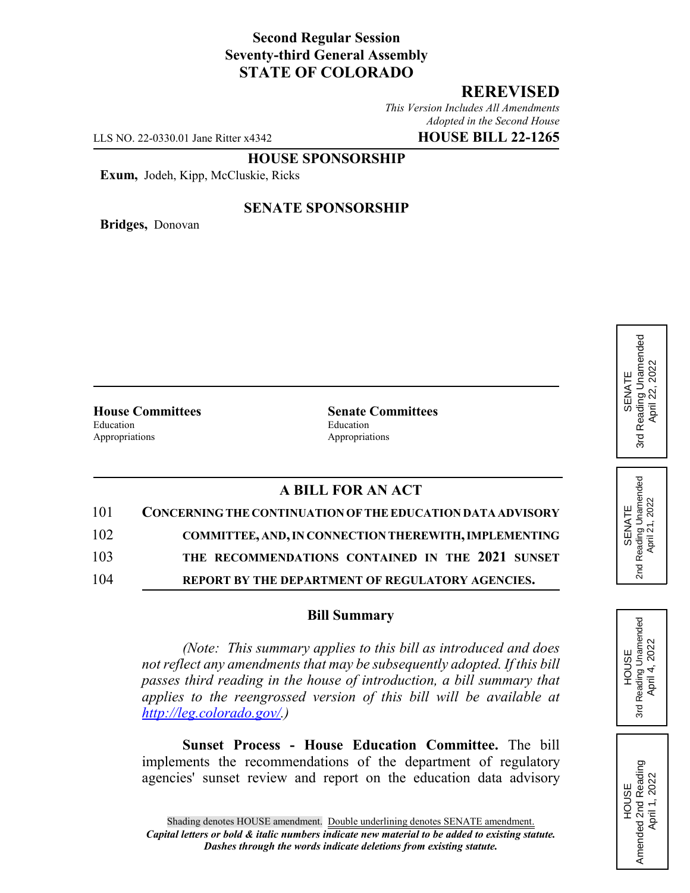**Second Regular Session**
**Seventy-third General Assembly**
**STATE OF COLORADO**

**REREVISED**

*This Version Includes All Amendments Adopted in the Second House*

LLS NO. 22-0330.01 Jane Ritter x4342 **HOUSE BILL 22-1265**

**HOUSE SPONSORSHIP**

**Exum,** Jodeh, Kipp, McCluskie, Ricks

**SENATE SPONSORSHIP**

**Bridges,** Donovan

| **House Committees** | **Senate Committees** |
| --- | --- |
| Education | Education |
| Appropriations | Appropriations |

SENATE 3rd Reading Unamended April 22, 2022

SENATE 2nd Reading Unamended April 21, 2022

HOUSE 3rd Reading Unamended April 4, 2022

HOUSE Amended 2nd Reading April 1, 2022

## A BILL FOR AN ACT

101 **CONCERNING THE CONTINUATION OF THE EDUCATION DATA ADVISORY**
102 **COMMITTEE, AND, IN CONNECTION THEREWITH, IMPLEMENTING**
103 **THE RECOMMENDATIONS CONTAINED IN THE 2021 SUNSET**
104 **REPORT BY THE DEPARTMENT OF REGULATORY AGENCIES.**

### Bill Summary

*(Note: This summary applies to this bill as introduced and does not reflect any amendments that may be subsequently adopted. If this bill passes third reading in the house of introduction, a bill summary that applies to the reengrossed version of this bill will be available at http://leg.colorado.gov/.)*

**Sunset Process - House Education Committee.** The bill implements the recommendations of the department of regulatory agencies' sunset review and report on the education data advisory

Shading denotes HOUSE amendment. Double underlining denotes SENATE amendment.
***Capital letters or bold & italic numbers indicate new material to be added to existing statute.***
***Dashes through the words indicate deletions from existing statute.***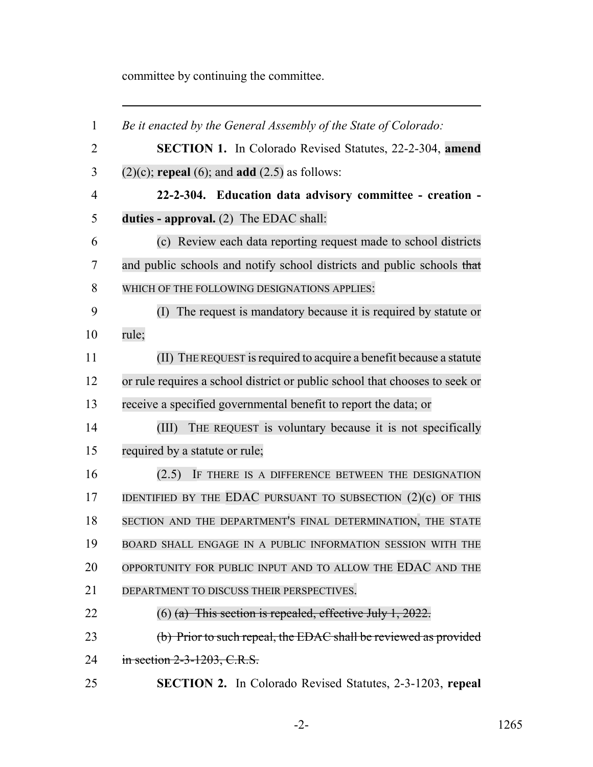committee by continuing the committee.

---

*Be it enacted by the General Assembly of the State of Colorado:*

**SECTION 1.** In Colorado Revised Statutes, 22-2-304, **amend** (2)(c); **repeal** (6); and **add** (2.5) as follows:

**22-2-304. Education data advisory committee - creation - duties - approval.** (2) The EDAC shall:

(c) Review each data reporting request made to school districts and public schools and notify school districts and public schools ~~that~~ WHICH OF THE FOLLOWING DESIGNATIONS APPLIES:

(I) The request is mandatory because it is required by statute or rule;

(II) THE REQUEST is required to acquire a benefit because a statute or rule requires a school district or public school that chooses to seek or receive a specified governmental benefit to report the data; or

(III) THE REQUEST is voluntary because it is not specifically required by a statute or rule;

(2.5) IF THERE IS A DIFFERENCE BETWEEN THE DESIGNATION IDENTIFIED BY THE EDAC PURSUANT TO SUBSECTION (2)(c) OF THIS SECTION AND THE DEPARTMENT'S FINAL DETERMINATION, THE STATE BOARD SHALL ENGAGE IN A PUBLIC INFORMATION SESSION WITH THE OPPORTUNITY FOR PUBLIC INPUT AND TO ALLOW THE EDAC AND THE DEPARTMENT TO DISCUSS THEIR PERSPECTIVES.

(6) ~~(a) This section is repealed, effective July 1, 2022.~~

~~(b) Prior to such repeal, the EDAC shall be reviewed as provided in section 2-3-1203, C.R.S.~~

**SECTION 2.** In Colorado Revised Statutes, 2-3-1203, **repeal**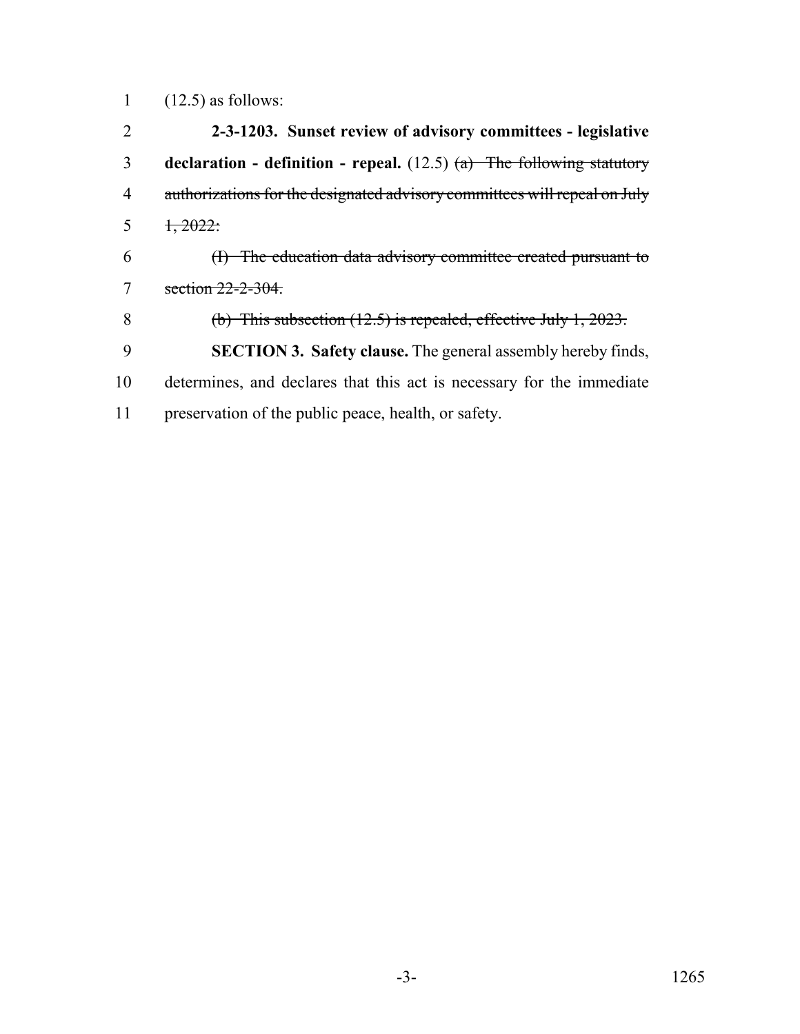(12.5) as follows:

**2-3-1203. Sunset review of advisory committees - legislative declaration - definition - repeal.** (12.5) ~~(a) The following statutory authorizations for the designated advisory committees will repeal on July 1, 2022:~~

~~(I) The education data advisory committee created pursuant to section 22-2-304.~~

~~(b) This subsection (12.5) is repealed, effective July 1, 2023.~~

**SECTION 3. Safety clause.** The general assembly hereby finds, determines, and declares that this act is necessary for the immediate preservation of the public peace, health, or safety.